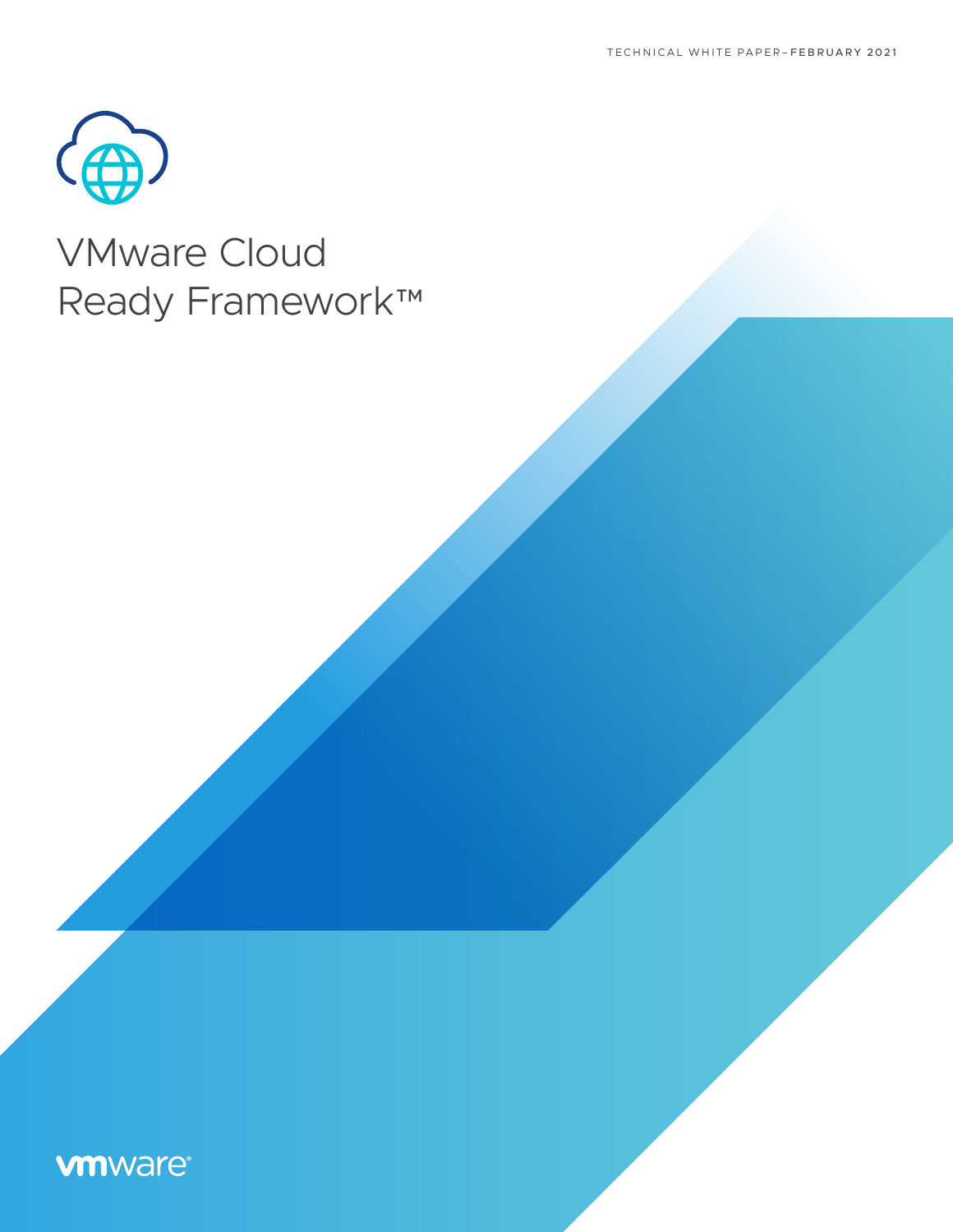TECHNICAL WHITE PAPER–FEBRUARY 2021

# VMware Cloud Ready Framework™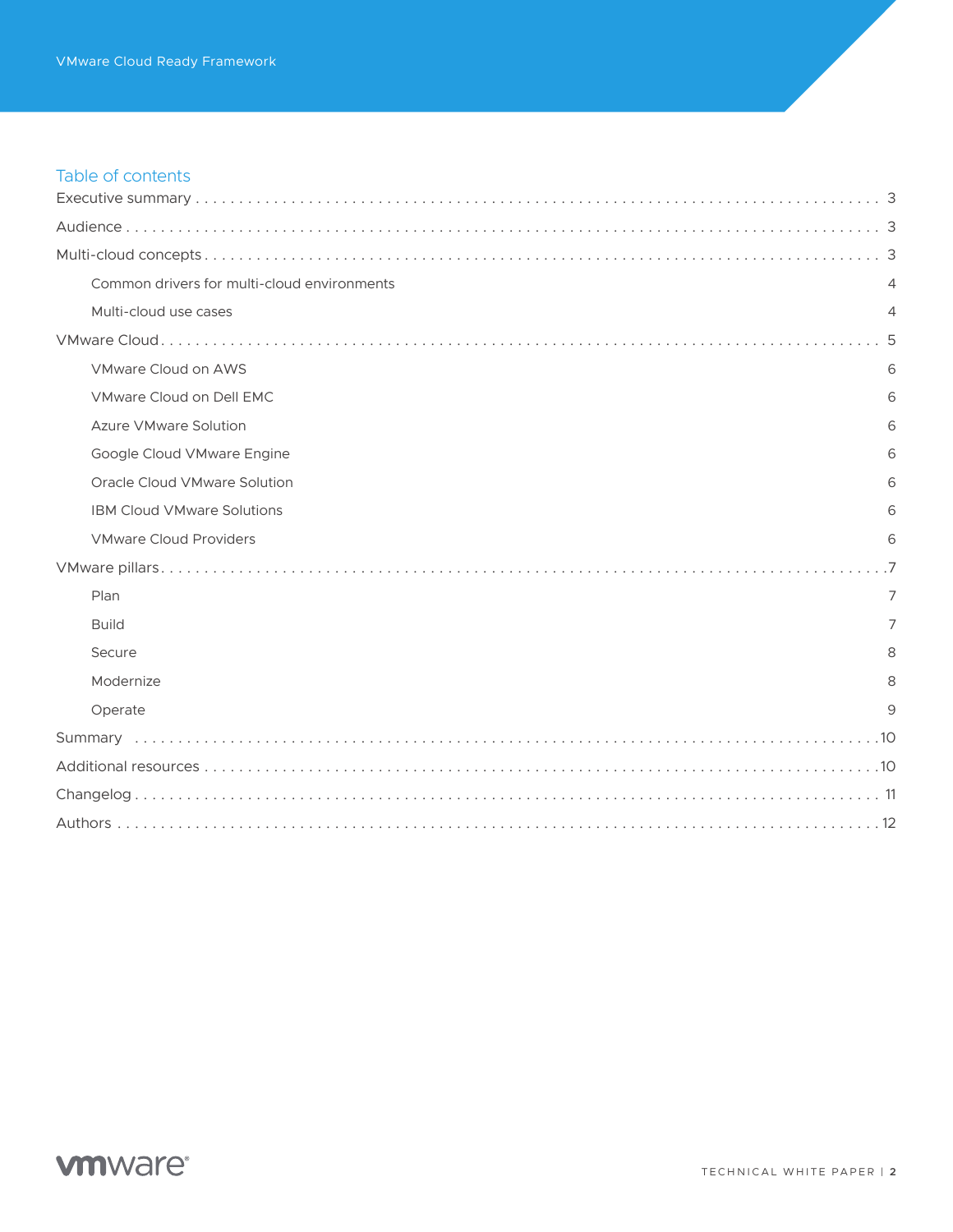## Table of contents

Executive summary . . . . . . . . . . 3

Audience . . . . . . . . . . 3

Multi-cloud concepts . . . . . . . . . . 3

- Common drivers for multi-cloud environments 4
- Multi-cloud use cases 4

VMware Cloud . . . . . . . . . . 5

- VMware Cloud on AWS 6
- VMware Cloud on Dell EMC 6
- Azure VMware Solution 6
- Google Cloud VMware Engine 6
- Oracle Cloud VMware Solution 6
- IBM Cloud VMware Solutions 6
- VMware Cloud Providers 6

VMware pillars . . . . . . . . . . 7

- Plan 7
- Build 7
- Secure 8
- Modernize 8
- Operate 9

Summary . . . . . . . . . . 10

Additional resources . . . . . . . . . . 10

Changelog . . . . . . . . . . 11

Authors . . . . . . . . . . 12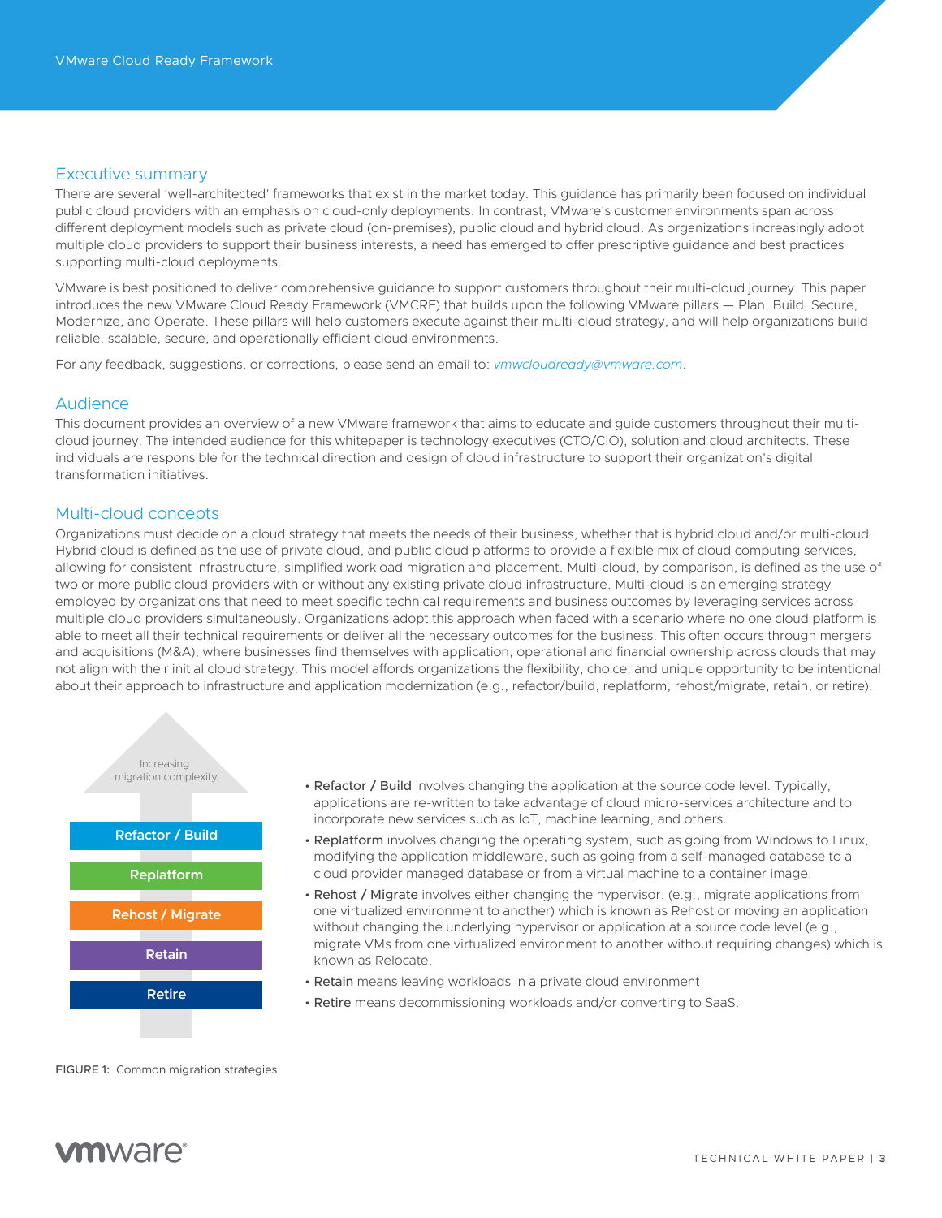## Executive summary

There are several 'well-architected' frameworks that exist in the market today. This guidance has primarily been focused on individual public cloud providers with an emphasis on cloud-only deployments. In contrast, VMware's customer environments span across different deployment models such as private cloud (on-premises), public cloud and hybrid cloud. As organizations increasingly adopt multiple cloud providers to support their business interests, a need has emerged to offer prescriptive guidance and best practices supporting multi-cloud deployments.

VMware is best positioned to deliver comprehensive guidance to support customers throughout their multi-cloud journey. This paper introduces the new VMware Cloud Ready Framework (VMCRF) that builds upon the following VMware pillars — Plan, Build, Secure, Modernize, and Operate. These pillars will help customers execute against their multi-cloud strategy, and will help organizations build reliable, scalable, secure, and operationally efficient cloud environments.

For any feedback, suggestions, or corrections, please send an email to: *vmwcloudready@vmware.com*.

## Audience

This document provides an overview of a new VMware framework that aims to educate and guide customers throughout their multi-cloud journey. The intended audience for this whitepaper is technology executives (CTO/CIO), solution and cloud architects. These individuals are responsible for the technical direction and design of cloud infrastructure to support their organization's digital transformation initiatives.

## Multi-cloud concepts

Organizations must decide on a cloud strategy that meets the needs of their business, whether that is hybrid cloud and/or multi-cloud. Hybrid cloud is defined as the use of private cloud, and public cloud platforms to provide a flexible mix of cloud computing services, allowing for consistent infrastructure, simplified workload migration and placement. Multi-cloud, by comparison, is defined as the use of two or more public cloud providers with or without any existing private cloud infrastructure. Multi-cloud is an emerging strategy employed by organizations that need to meet specific technical requirements and business outcomes by leveraging services across multiple cloud providers simultaneously. Organizations adopt this approach when faced with a scenario where no one cloud platform is able to meet all their technical requirements or deliver all the necessary outcomes for the business. This often occurs through mergers and acquisitions (M&A), where businesses find themselves with application, operational and financial ownership across clouds that may not align with their initial cloud strategy. This model affords organizations the flexibility, choice, and unique opportunity to be intentional about their approach to infrastructure and application modernization (e.g., refactor/build, replatform, rehost/migrate, retain, or retire).

Increasing migration complexity

- Refactor / Build
- Replatform
- Rehost / Migrate
- Retain
- Retire

FIGURE 1: Common migration strategies

- **Refactor / Build** involves changing the application at the source code level. Typically, applications are re-written to take advantage of cloud micro-services architecture and to incorporate new services such as IoT, machine learning, and others.
- **Replatform** involves changing the operating system, such as going from Windows to Linux, modifying the application middleware, such as going from a self-managed database to a cloud provider managed database or from a virtual machine to a container image.
- **Rehost / Migrate** involves either changing the hypervisor. (e.g., migrate applications from one virtualized environment to another) which is known as Rehost or moving an application without changing the underlying hypervisor or application at a source code level (e.g., migrate VMs from one virtualized environment to another without requiring changes) which is known as Relocate.
- **Retain** means leaving workloads in a private cloud environment
- **Retire** means decommissioning workloads and/or converting to SaaS.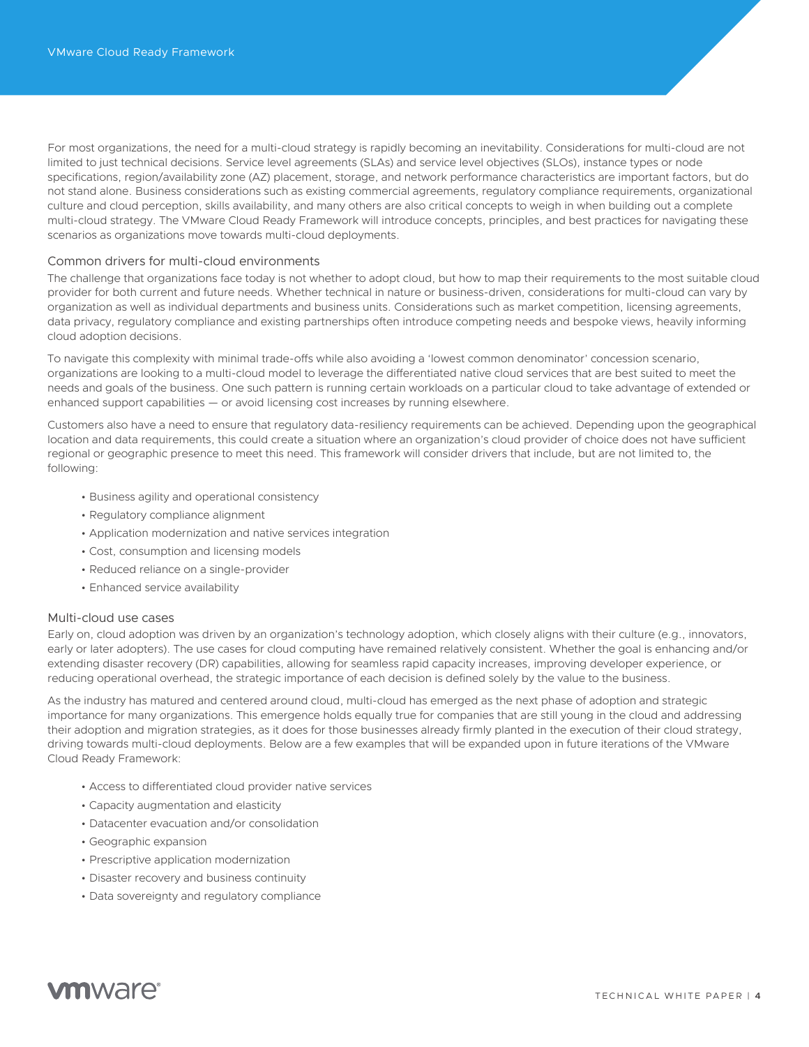For most organizations, the need for a multi-cloud strategy is rapidly becoming an inevitability. Considerations for multi-cloud are not limited to just technical decisions. Service level agreements (SLAs) and service level objectives (SLOs), instance types or node specifications, region/availability zone (AZ) placement, storage, and network performance characteristics are important factors, but do not stand alone. Business considerations such as existing commercial agreements, regulatory compliance requirements, organizational culture and cloud perception, skills availability, and many others are also critical concepts to weigh in when building out a complete multi-cloud strategy. The VMware Cloud Ready Framework will introduce concepts, principles, and best practices for navigating these scenarios as organizations move towards multi-cloud deployments.

## Common drivers for multi-cloud environments

The challenge that organizations face today is not whether to adopt cloud, but how to map their requirements to the most suitable cloud provider for both current and future needs. Whether technical in nature or business-driven, considerations for multi-cloud can vary by organization as well as individual departments and business units. Considerations such as market competition, licensing agreements, data privacy, regulatory compliance and existing partnerships often introduce competing needs and bespoke views, heavily informing cloud adoption decisions.

To navigate this complexity with minimal trade-offs while also avoiding a 'lowest common denominator' concession scenario, organizations are looking to a multi-cloud model to leverage the differentiated native cloud services that are best suited to meet the needs and goals of the business. One such pattern is running certain workloads on a particular cloud to take advantage of extended or enhanced support capabilities — or avoid licensing cost increases by running elsewhere.

Customers also have a need to ensure that regulatory data-resiliency requirements can be achieved. Depending upon the geographical location and data requirements, this could create a situation where an organization's cloud provider of choice does not have sufficient regional or geographic presence to meet this need. This framework will consider drivers that include, but are not limited to, the following:

- Business agility and operational consistency
- Regulatory compliance alignment
- Application modernization and native services integration
- Cost, consumption and licensing models
- Reduced reliance on a single-provider
- Enhanced service availability

## Multi-cloud use cases

Early on, cloud adoption was driven by an organization's technology adoption, which closely aligns with their culture (e.g., innovators, early or later adopters). The use cases for cloud computing have remained relatively consistent. Whether the goal is enhancing and/or extending disaster recovery (DR) capabilities, allowing for seamless rapid capacity increases, improving developer experience, or reducing operational overhead, the strategic importance of each decision is defined solely by the value to the business.

As the industry has matured and centered around cloud, multi-cloud has emerged as the next phase of adoption and strategic importance for many organizations. This emergence holds equally true for companies that are still young in the cloud and addressing their adoption and migration strategies, as it does for those businesses already firmly planted in the execution of their cloud strategy, driving towards multi-cloud deployments. Below are a few examples that will be expanded upon in future iterations of the VMware Cloud Ready Framework:

- Access to differentiated cloud provider native services
- Capacity augmentation and elasticity
- Datacenter evacuation and/or consolidation
- Geographic expansion
- Prescriptive application modernization
- Disaster recovery and business continuity
- Data sovereignty and regulatory compliance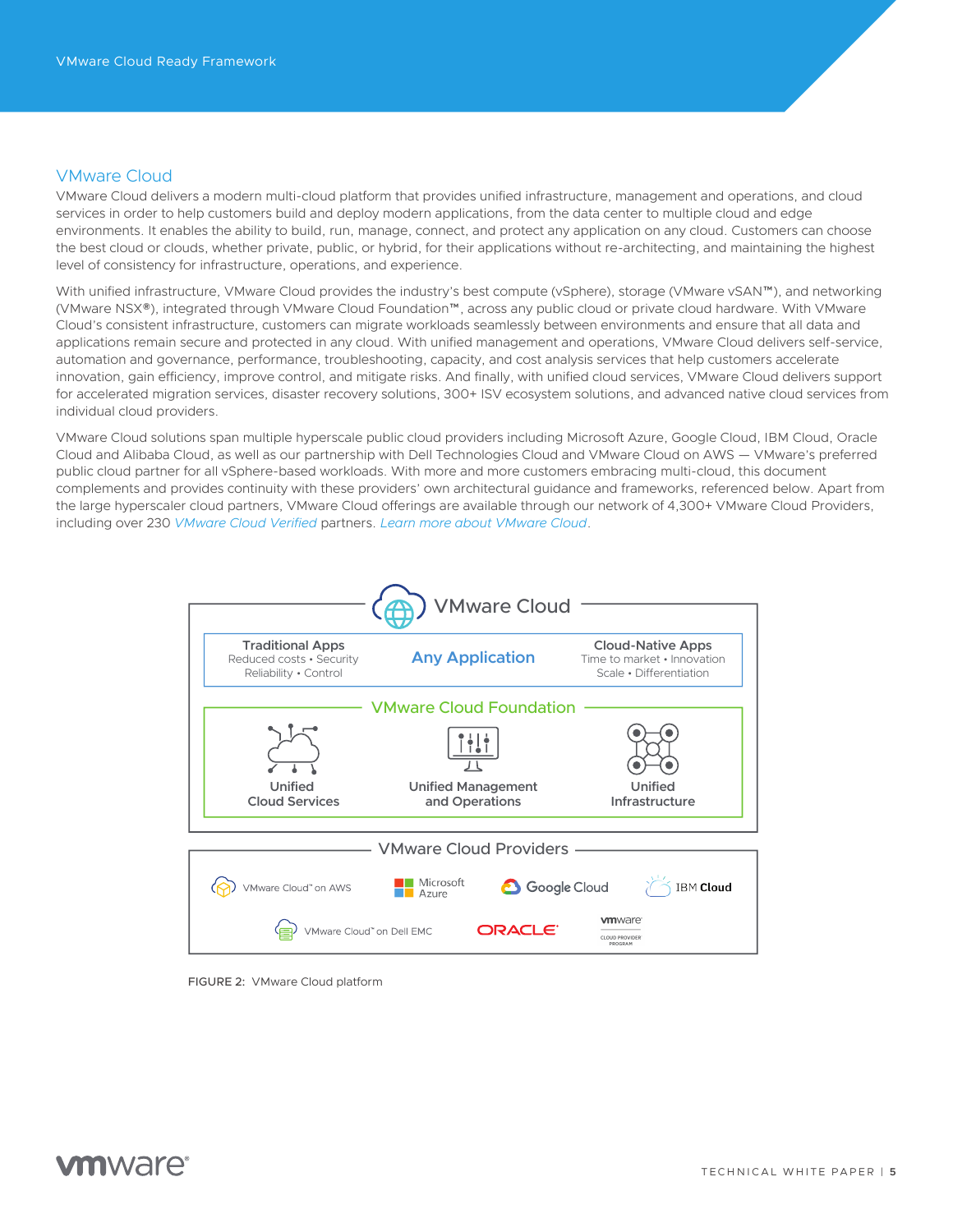## VMware Cloud

VMware Cloud delivers a modern multi-cloud platform that provides unified infrastructure, management and operations, and cloud services in order to help customers build and deploy modern applications, from the data center to multiple cloud and edge environments. It enables the ability to build, run, manage, connect, and protect any application on any cloud. Customers can choose the best cloud or clouds, whether private, public, or hybrid, for their applications without re-architecting, and maintaining the highest level of consistency for infrastructure, operations, and experience.

With unified infrastructure, VMware Cloud provides the industry's best compute (vSphere), storage (VMware vSAN™), and networking (VMware NSX®), integrated through VMware Cloud Foundation™, across any public cloud or private cloud hardware. With VMware Cloud's consistent infrastructure, customers can migrate workloads seamlessly between environments and ensure that all data and applications remain secure and protected in any cloud. With unified management and operations, VMware Cloud delivers self-service, automation and governance, performance, troubleshooting, capacity, and cost analysis services that help customers accelerate innovation, gain efficiency, improve control, and mitigate risks. And finally, with unified cloud services, VMware Cloud delivers support for accelerated migration services, disaster recovery solutions, 300+ ISV ecosystem solutions, and advanced native cloud services from individual cloud providers.

VMware Cloud solutions span multiple hyperscale public cloud providers including Microsoft Azure, Google Cloud, IBM Cloud, Oracle Cloud and Alibaba Cloud, as well as our partnership with Dell Technologies Cloud and VMware Cloud on AWS — VMware's preferred public cloud partner for all vSphere-based workloads. With more and more customers embracing multi-cloud, this document complements and provides continuity with these providers' own architectural guidance and frameworks, referenced below. Apart from the large hyperscaler cloud partners, VMware Cloud offerings are available through our network of 4,300+ VMware Cloud Providers, including over 230 *VMware Cloud Verified* partners. *Learn more about VMware Cloud*.

FIGURE 2: VMware Cloud platform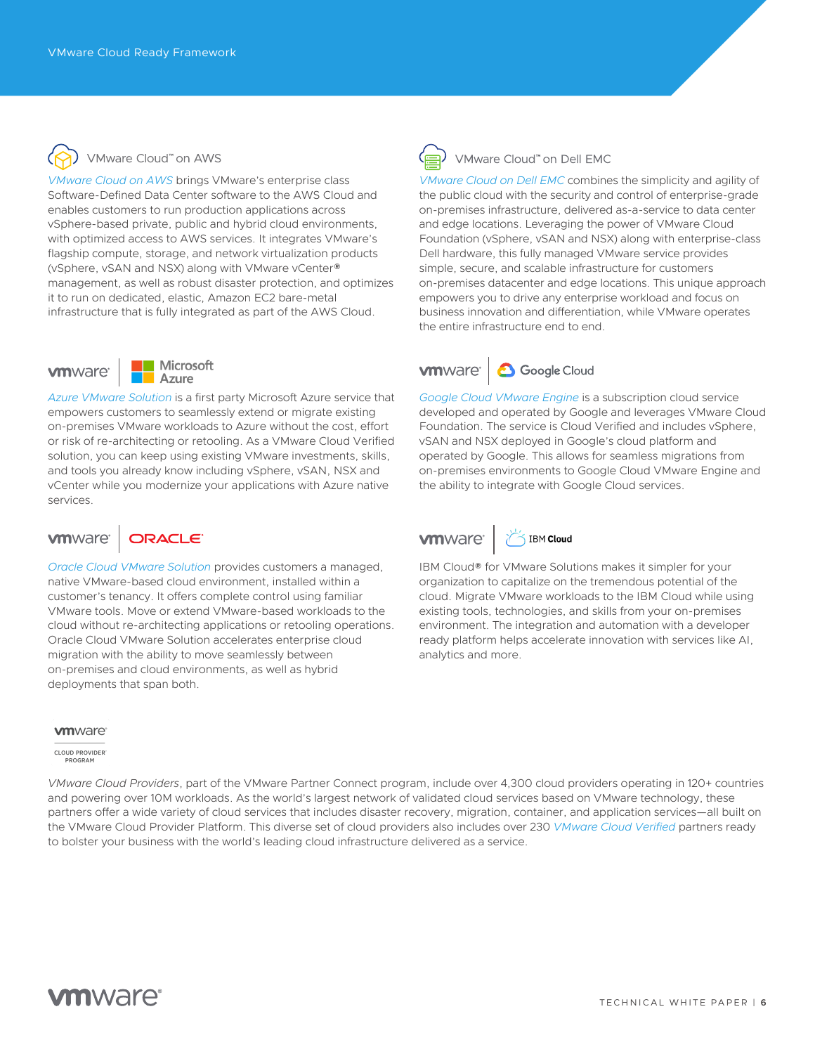### VMware Cloud™ on AWS

*VMware Cloud on AWS* brings VMware's enterprise class Software-Defined Data Center software to the AWS Cloud and enables customers to run production applications across vSphere-based private, public and hybrid cloud environments, with optimized access to AWS services. It integrates VMware's flagship compute, storage, and network virtualization products (vSphere, vSAN and NSX) along with VMware vCenter® management, as well as robust disaster protection, and optimizes it to run on dedicated, elastic, Amazon EC2 bare-metal infrastructure that is fully integrated as part of the AWS Cloud.

### VMware Cloud™ on Dell EMC

*VMware Cloud on Dell EMC* combines the simplicity and agility of the public cloud with the security and control of enterprise-grade on-premises infrastructure, delivered as-a-service to data center and edge locations. Leveraging the power of VMware Cloud Foundation (vSphere, vSAN and NSX) along with enterprise-class Dell hardware, this fully managed VMware service provides simple, secure, and scalable infrastructure for customers on-premises datacenter and edge locations. This unique approach empowers you to drive any enterprise workload and focus on business innovation and differentiation, while VMware operates the entire infrastructure end to end.

### vmware | Microsoft Azure

*Azure VMware Solution* is a first party Microsoft Azure service that empowers customers to seamlessly extend or migrate existing on-premises VMware workloads to Azure without the cost, effort or risk of re-architecting or retooling. As a VMware Cloud Verified solution, you can keep using existing VMware investments, skills, and tools you already know including vSphere, vSAN, NSX and vCenter while you modernize your applications with Azure native services.

### vmware | Google Cloud

*Google Cloud VMware Engine* is a subscription cloud service developed and operated by Google and leverages VMware Cloud Foundation. The service is Cloud Verified and includes vSphere, vSAN and NSX deployed in Google's cloud platform and operated by Google. This allows for seamless migrations from on-premises environments to Google Cloud VMware Engine and the ability to integrate with Google Cloud services.

### vmware | ORACLE

*Oracle Cloud VMware Solution* provides customers a managed, native VMware-based cloud environment, installed within a customer's tenancy. It offers complete control using familiar VMware tools. Move or extend VMware-based workloads to the cloud without re-architecting applications or retooling operations. Oracle Cloud VMware Solution accelerates enterprise cloud migration with the ability to move seamlessly between on-premises and cloud environments, as well as hybrid deployments that span both.

### vmware | IBM Cloud

IBM Cloud® for VMware Solutions makes it simpler for your organization to capitalize on the tremendous potential of the cloud. Migrate VMware workloads to the IBM Cloud while using existing tools, technologies, and skills from your on-premises environment. The integration and automation with a developer ready platform helps accelerate innovation with services like AI, analytics and more.

### vmware Cloud Provider Program

*VMware Cloud Providers*, part of the VMware Partner Connect program, include over 4,300 cloud providers operating in 120+ countries and powering over 10M workloads. As the world's largest network of validated cloud services based on VMware technology, these partners offer a wide variety of cloud services that includes disaster recovery, migration, container, and application services—all built on the VMware Cloud Provider Platform. This diverse set of cloud providers also includes over 230 *VMware Cloud Verified* partners ready to bolster your business with the world's leading cloud infrastructure delivered as a service.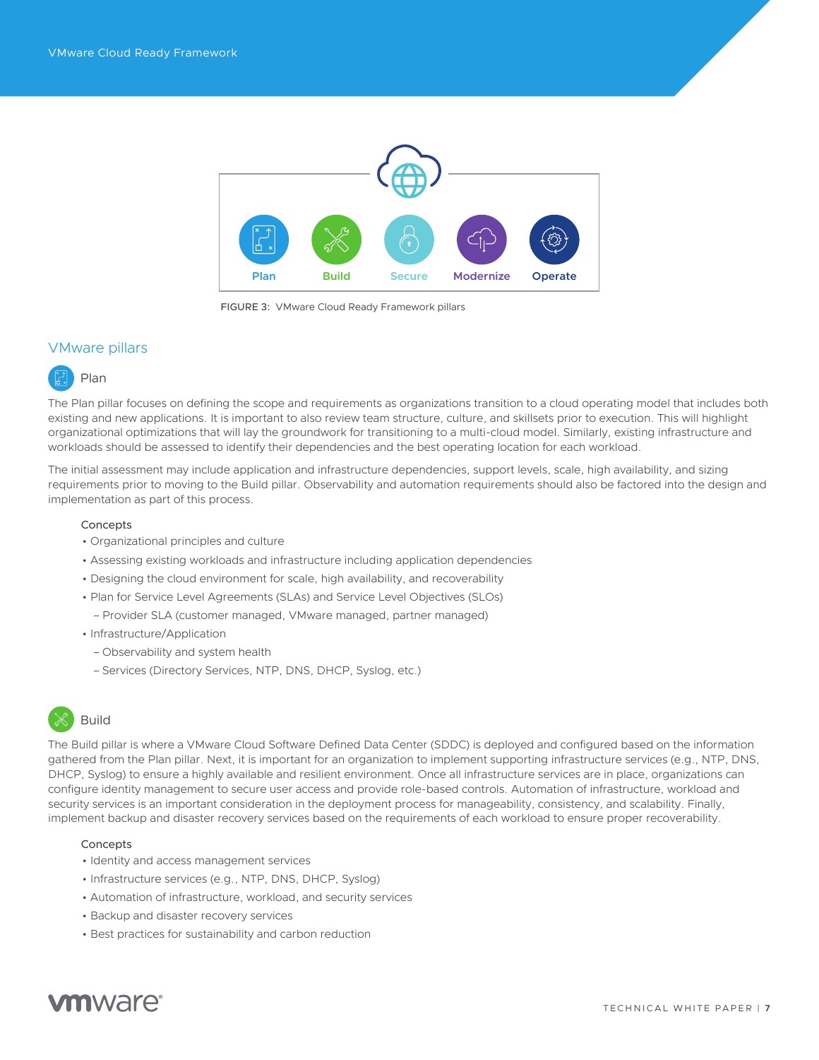Plan Build Secure Modernize Operate

FIGURE 3: VMware Cloud Ready Framework pillars

## VMware pillars

### Plan

The Plan pillar focuses on defining the scope and requirements as organizations transition to a cloud operating model that includes both existing and new applications. It is important to also review team structure, culture, and skillsets prior to execution. This will highlight organizational optimizations that will lay the groundwork for transitioning to a multi-cloud model. Similarly, existing infrastructure and workloads should be assessed to identify their dependencies and the best operating location for each workload.

The initial assessment may include application and infrastructure dependencies, support levels, scale, high availability, and sizing requirements prior to moving to the Build pillar. Observability and automation requirements should also be factored into the design and implementation as part of this process.

Concepts

- Organizational principles and culture
- Assessing existing workloads and infrastructure including application dependencies
- Designing the cloud environment for scale, high availability, and recoverability
- Plan for Service Level Agreements (SLAs) and Service Level Objectives (SLOs)
  - Provider SLA (customer managed, VMware managed, partner managed)
- Infrastructure/Application
  - Observability and system health
  - Services (Directory Services, NTP, DNS, DHCP, Syslog, etc.)

### Build

The Build pillar is where a VMware Cloud Software Defined Data Center (SDDC) is deployed and configured based on the information gathered from the Plan pillar. Next, it is important for an organization to implement supporting infrastructure services (e.g., NTP, DNS, DHCP, Syslog) to ensure a highly available and resilient environment. Once all infrastructure services are in place, organizations can configure identity management to secure user access and provide role-based controls. Automation of infrastructure, workload and security services is an important consideration in the deployment process for manageability, consistency, and scalability. Finally, implement backup and disaster recovery services based on the requirements of each workload to ensure proper recoverability.

Concepts

- Identity and access management services
- Infrastructure services (e.g., NTP, DNS, DHCP, Syslog)
- Automation of infrastructure, workload, and security services
- Backup and disaster recovery services
- Best practices for sustainability and carbon reduction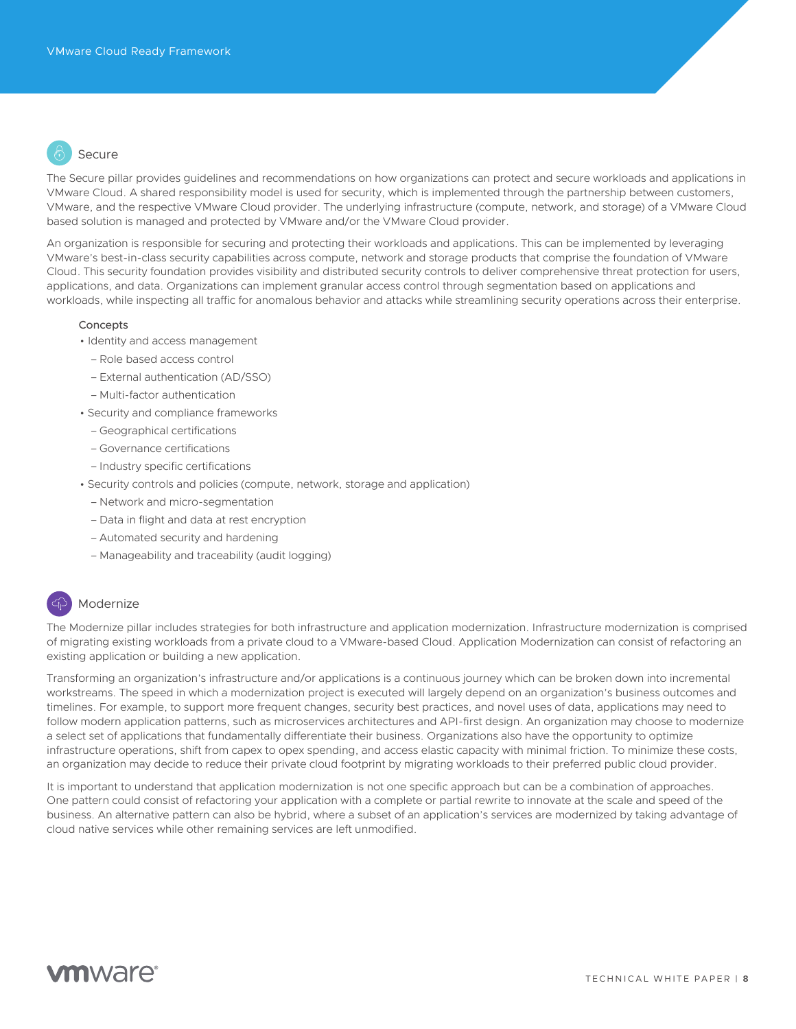## Secure

The Secure pillar provides guidelines and recommendations on how organizations can protect and secure workloads and applications in VMware Cloud. A shared responsibility model is used for security, which is implemented through the partnership between customers, VMware, and the respective VMware Cloud provider. The underlying infrastructure (compute, network, and storage) of a VMware Cloud based solution is managed and protected by VMware and/or the VMware Cloud provider.

An organization is responsible for securing and protecting their workloads and applications. This can be implemented by leveraging VMware's best-in-class security capabilities across compute, network and storage products that comprise the foundation of VMware Cloud. This security foundation provides visibility and distributed security controls to deliver comprehensive threat protection for users, applications, and data. Organizations can implement granular access control through segmentation based on applications and workloads, while inspecting all traffic for anomalous behavior and attacks while streamlining security operations across their enterprise.

### Concepts

- Identity and access management
  - Role based access control
  - External authentication (AD/SSO)
  - Multi-factor authentication
- Security and compliance frameworks
  - Geographical certifications
  - Governance certifications
  - Industry specific certifications
- Security controls and policies (compute, network, storage and application)
  - Network and micro-segmentation
  - Data in flight and data at rest encryption
  - Automated security and hardening
  - Manageability and traceability (audit logging)

## Modernize

The Modernize pillar includes strategies for both infrastructure and application modernization. Infrastructure modernization is comprised of migrating existing workloads from a private cloud to a VMware-based Cloud. Application Modernization can consist of refactoring an existing application or building a new application.

Transforming an organization's infrastructure and/or applications is a continuous journey which can be broken down into incremental workstreams. The speed in which a modernization project is executed will largely depend on an organization's business outcomes and timelines. For example, to support more frequent changes, security best practices, and novel uses of data, applications may need to follow modern application patterns, such as microservices architectures and API-first design. An organization may choose to modernize a select set of applications that fundamentally differentiate their business. Organizations also have the opportunity to optimize infrastructure operations, shift from capex to opex spending, and access elastic capacity with minimal friction. To minimize these costs, an organization may decide to reduce their private cloud footprint by migrating workloads to their preferred public cloud provider.

It is important to understand that application modernization is not one specific approach but can be a combination of approaches. One pattern could consist of refactoring your application with a complete or partial rewrite to innovate at the scale and speed of the business. An alternative pattern can also be hybrid, where a subset of an application's services are modernized by taking advantage of cloud native services while other remaining services are left unmodified.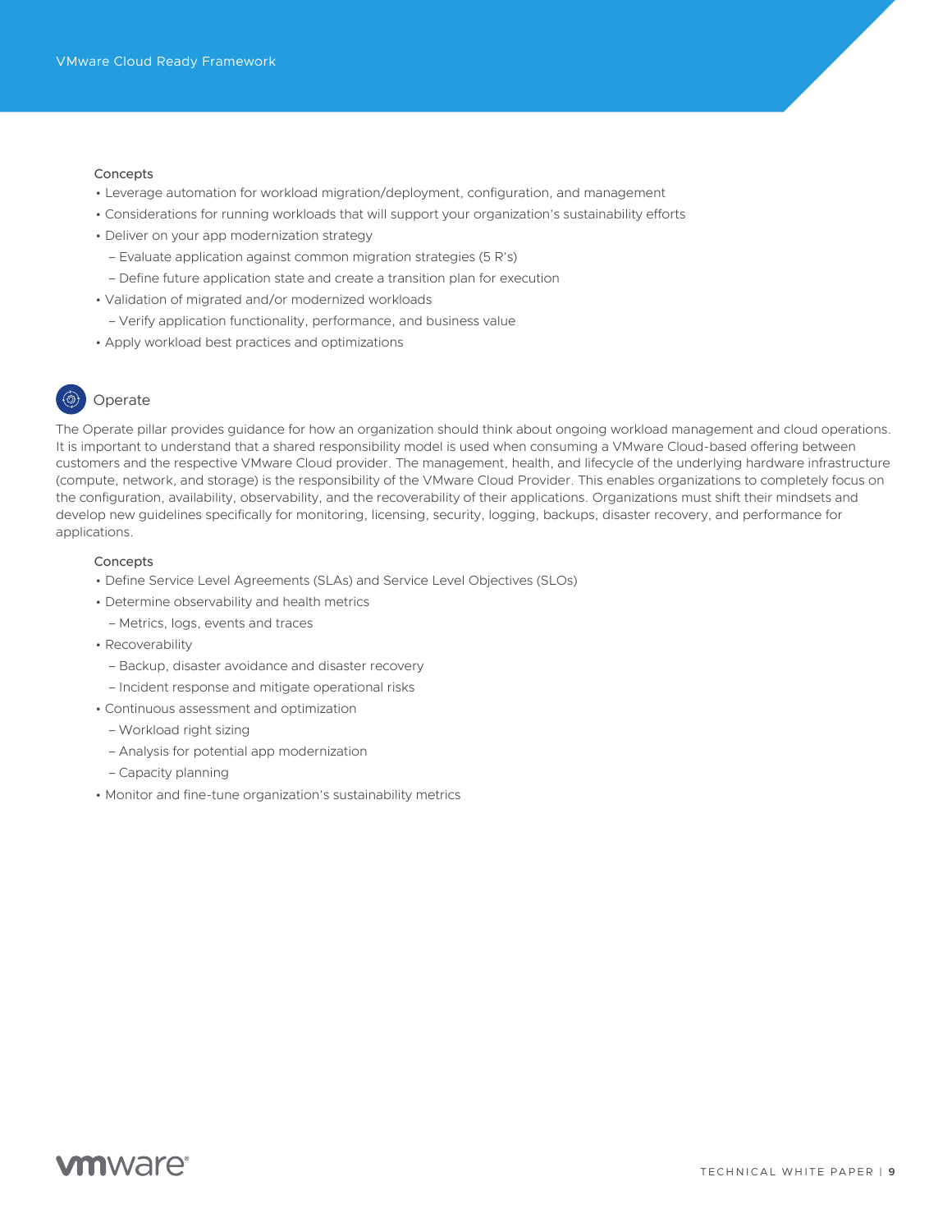Concepts

- Leverage automation for workload migration/deployment, configuration, and management
- Considerations for running workloads that will support your organization's sustainability efforts
- Deliver on your app modernization strategy
  - Evaluate application against common migration strategies (5 R's)
  - Define future application state and create a transition plan for execution
- Validation of migrated and/or modernized workloads
  - Verify application functionality, performance, and business value
- Apply workload best practices and optimizations

## Operate

The Operate pillar provides guidance for how an organization should think about ongoing workload management and cloud operations. It is important to understand that a shared responsibility model is used when consuming a VMware Cloud-based offering between customers and the respective VMware Cloud provider. The management, health, and lifecycle of the underlying hardware infrastructure (compute, network, and storage) is the responsibility of the VMware Cloud Provider. This enables organizations to completely focus on the configuration, availability, observability, and the recoverability of their applications. Organizations must shift their mindsets and develop new guidelines specifically for monitoring, licensing, security, logging, backups, disaster recovery, and performance for applications.

Concepts

- Define Service Level Agreements (SLAs) and Service Level Objectives (SLOs)
- Determine observability and health metrics
  - Metrics, logs, events and traces
- Recoverability
  - Backup, disaster avoidance and disaster recovery
  - Incident response and mitigate operational risks
- Continuous assessment and optimization
  - Workload right sizing
  - Analysis for potential app modernization
  - Capacity planning
- Monitor and fine-tune organization's sustainability metrics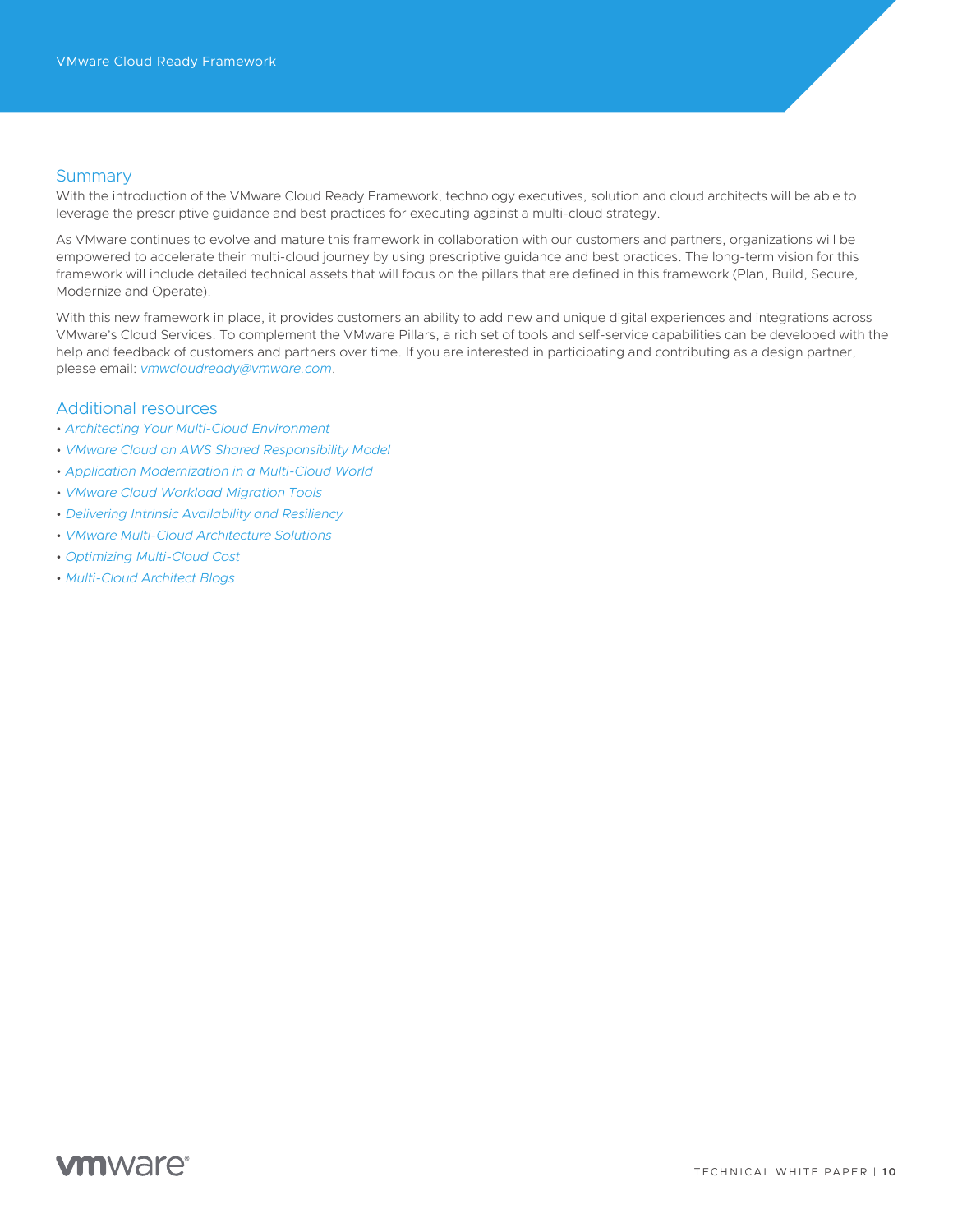## Summary

With the introduction of the VMware Cloud Ready Framework, technology executives, solution and cloud architects will be able to leverage the prescriptive guidance and best practices for executing against a multi-cloud strategy.

As VMware continues to evolve and mature this framework in collaboration with our customers and partners, organizations will be empowered to accelerate their multi-cloud journey by using prescriptive guidance and best practices. The long-term vision for this framework will include detailed technical assets that will focus on the pillars that are defined in this framework (Plan, Build, Secure, Modernize and Operate).

With this new framework in place, it provides customers an ability to add new and unique digital experiences and integrations across VMware's Cloud Services. To complement the VMware Pillars, a rich set of tools and self-service capabilities can be developed with the help and feedback of customers and partners over time. If you are interested in participating and contributing as a design partner, please email: *vmwcloudready@vmware.com*.

## Additional resources

- *Architecting Your Multi-Cloud Environment*
- *VMware Cloud on AWS Shared Responsibility Model*
- *Application Modernization in a Multi-Cloud World*
- *VMware Cloud Workload Migration Tools*
- *Delivering Intrinsic Availability and Resiliency*
- *VMware Multi-Cloud Architecture Solutions*
- *Optimizing Multi-Cloud Cost*
- *Multi-Cloud Architect Blogs*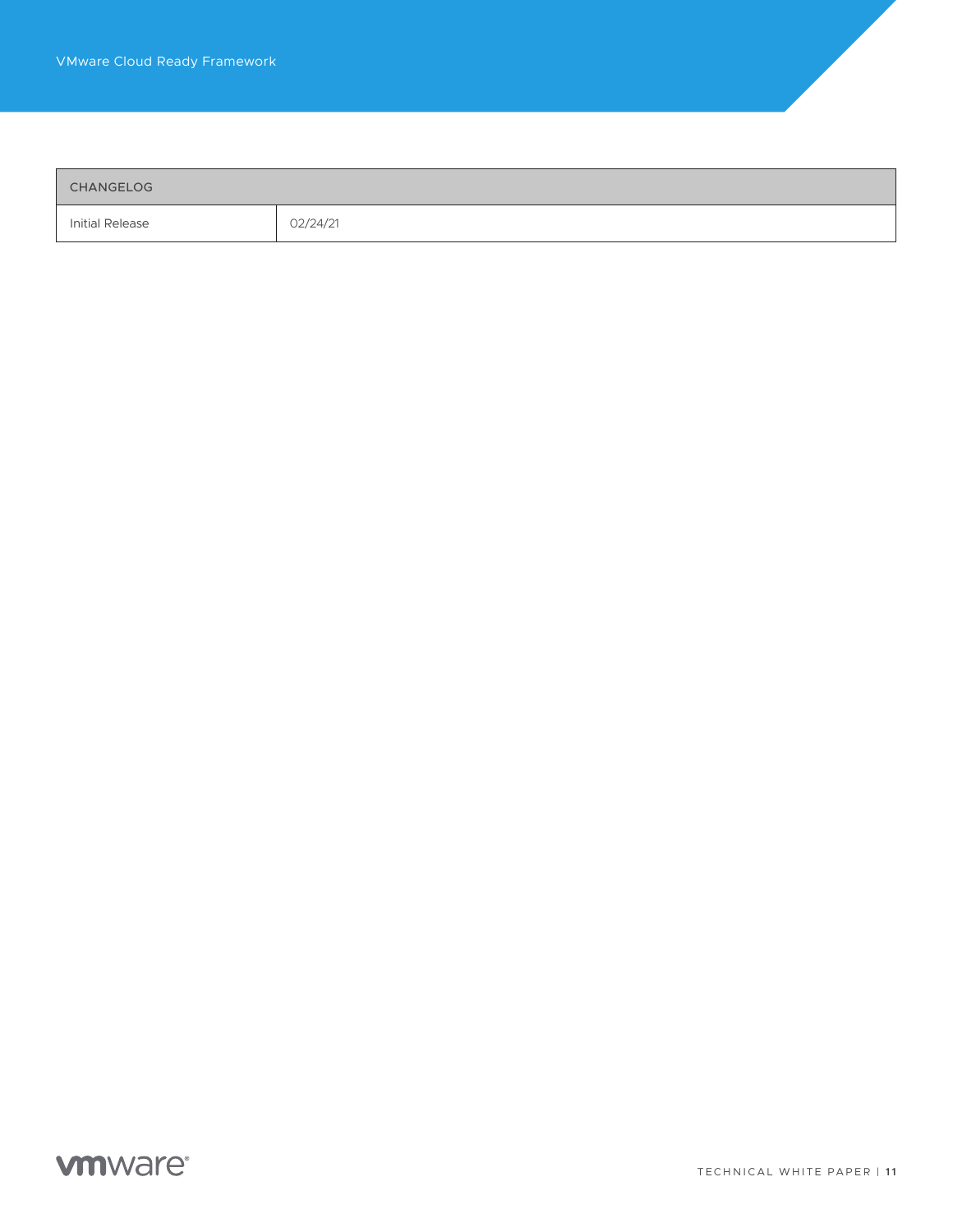| CHANGELOG | |
|---|---|
| Initial Release | 02/24/21 |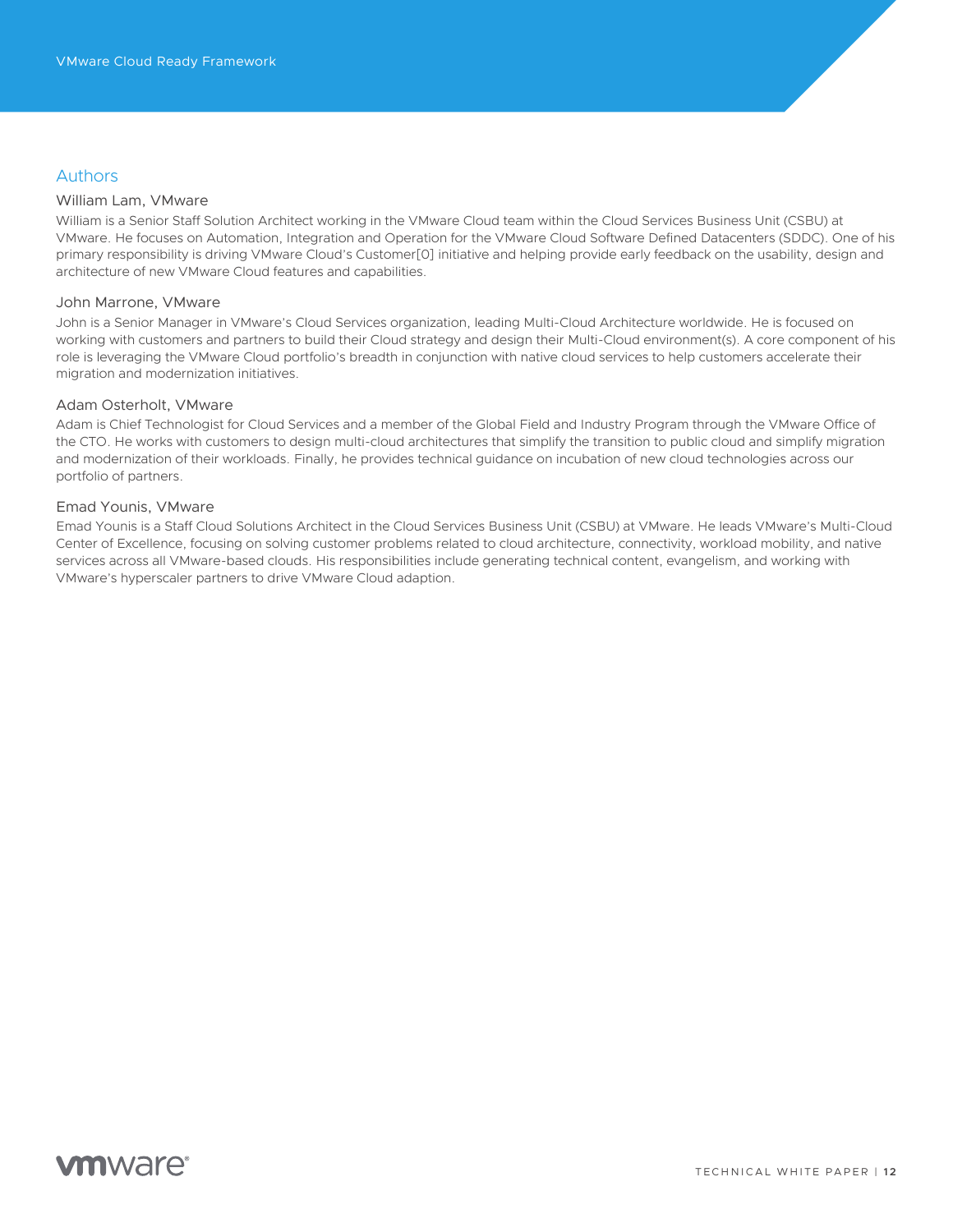## Authors

### William Lam, VMware

William is a Senior Staff Solution Architect working in the VMware Cloud team within the Cloud Services Business Unit (CSBU) at VMware. He focuses on Automation, Integration and Operation for the VMware Cloud Software Defined Datacenters (SDDC). One of his primary responsibility is driving VMware Cloud's Customer[0] initiative and helping provide early feedback on the usability, design and architecture of new VMware Cloud features and capabilities.

### John Marrone, VMware

John is a Senior Manager in VMware's Cloud Services organization, leading Multi-Cloud Architecture worldwide. He is focused on working with customers and partners to build their Cloud strategy and design their Multi-Cloud environment(s). A core component of his role is leveraging the VMware Cloud portfolio's breadth in conjunction with native cloud services to help customers accelerate their migration and modernization initiatives.

### Adam Osterholt, VMware

Adam is Chief Technologist for Cloud Services and a member of the Global Field and Industry Program through the VMware Office of the CTO. He works with customers to design multi-cloud architectures that simplify the transition to public cloud and simplify migration and modernization of their workloads. Finally, he provides technical guidance on incubation of new cloud technologies across our portfolio of partners.

### Emad Younis, VMware

Emad Younis is a Staff Cloud Solutions Architect in the Cloud Services Business Unit (CSBU) at VMware. He leads VMware's Multi-Cloud Center of Excellence, focusing on solving customer problems related to cloud architecture, connectivity, workload mobility, and native services across all VMware-based clouds. His responsibilities include generating technical content, evangelism, and working with VMware's hyperscaler partners to drive VMware Cloud adaption.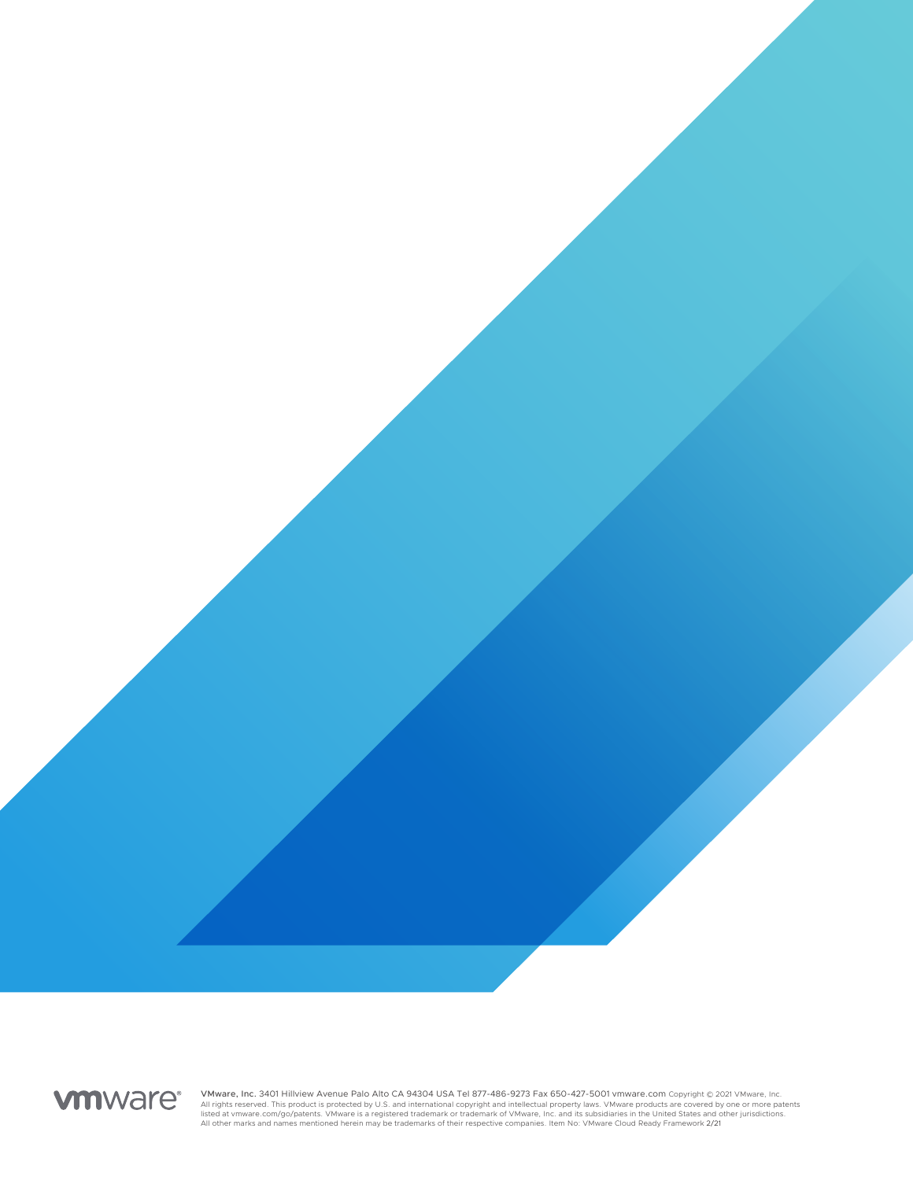**VMware, Inc.** 3401 Hillview Avenue Palo Alto CA 94304 USA Tel 877-486-9273 Fax 650-427-5001 vmware.com Copyright © 2021 VMware, Inc. All rights reserved. This product is protected by U.S. and international copyright and intellectual property laws. VMware products are covered by one or more patents listed at vmware.com/go/patents. VMware is a registered trademark or trademark of VMware, Inc. and its subsidiaries in the United States and other jurisdictions. All other marks and names mentioned herein may be trademarks of their respective companies. Item No: VMware Cloud Ready Framework 2/21